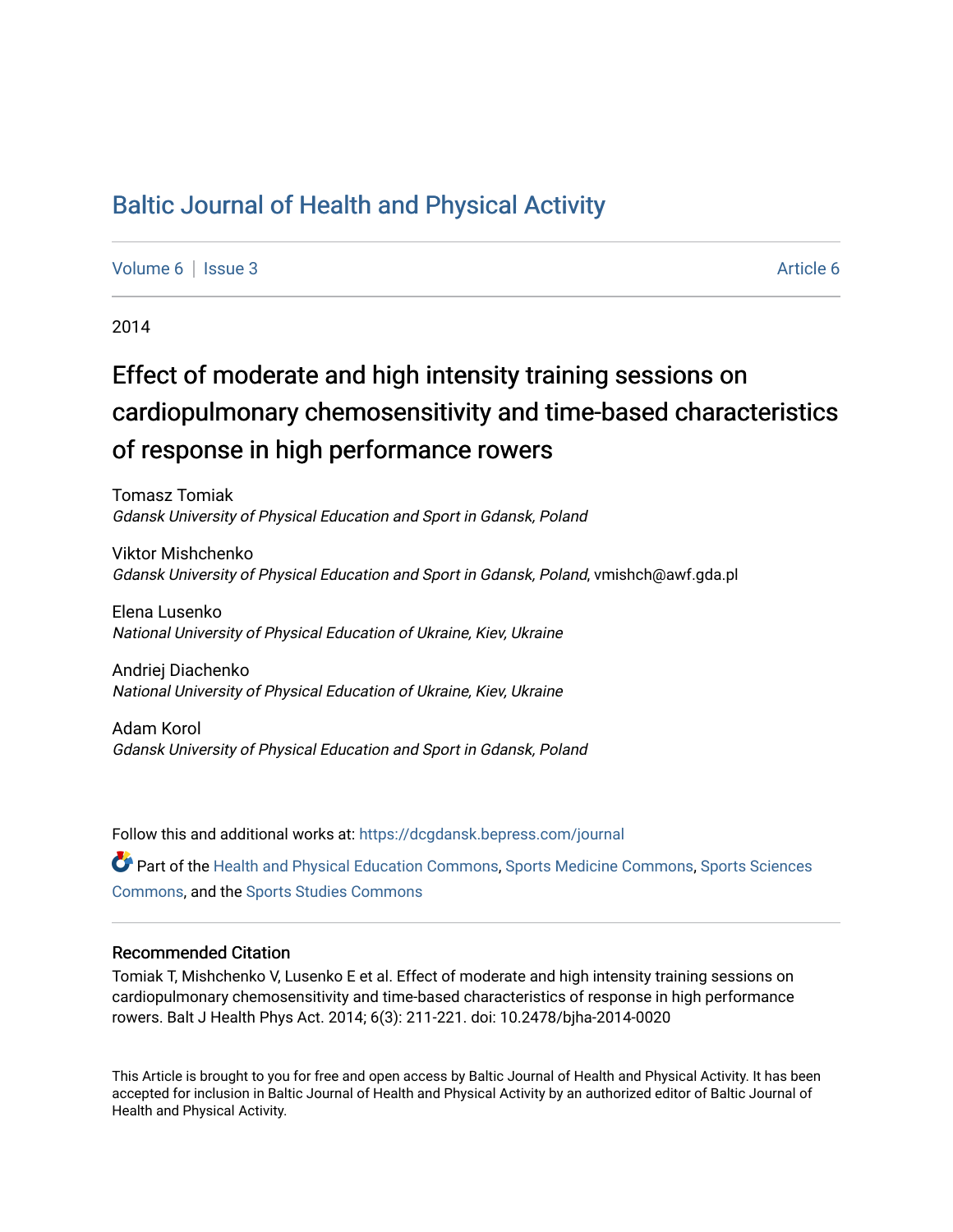# Baltic Journal of Health and Physical Activity

Volume 6 | Issue 3 Article 6

2014

## Effect of moderate and high intensity training sessions on cardiopulmonary chemosensitivity and time-based characteristics of response in high performance rowers

Tomasz Tomiak
*Gdansk University of Physical Education and Sport in Gdansk, Poland*

Viktor Mishchenko
*Gdansk University of Physical Education and Sport in Gdansk, Poland*, vmishch@awf.gda.pl

Elena Lusenko
*National University of Physical Education of Ukraine, Kiev, Ukraine*

Andriej Diachenko
*National University of Physical Education of Ukraine, Kiev, Ukraine*

Adam Korol
*Gdansk University of Physical Education and Sport in Gdansk, Poland*

Follow this and additional works at: https://dcgdansk.bepress.com/journal

Part of the Health and Physical Education Commons, Sports Medicine Commons, Sports Sciences Commons, and the Sports Studies Commons

### Recommended Citation

Tomiak T, Mishchenko V, Lusenko E et al. Effect of moderate and high intensity training sessions on cardiopulmonary chemosensitivity and time-based characteristics of response in high performance rowers. Balt J Health Phys Act. 2014; 6(3): 211-221. doi: 10.2478/bjha-2014-0020

This Article is brought to you for free and open access by Baltic Journal of Health and Physical Activity. It has been accepted for inclusion in Baltic Journal of Health and Physical Activity by an authorized editor of Baltic Journal of Health and Physical Activity.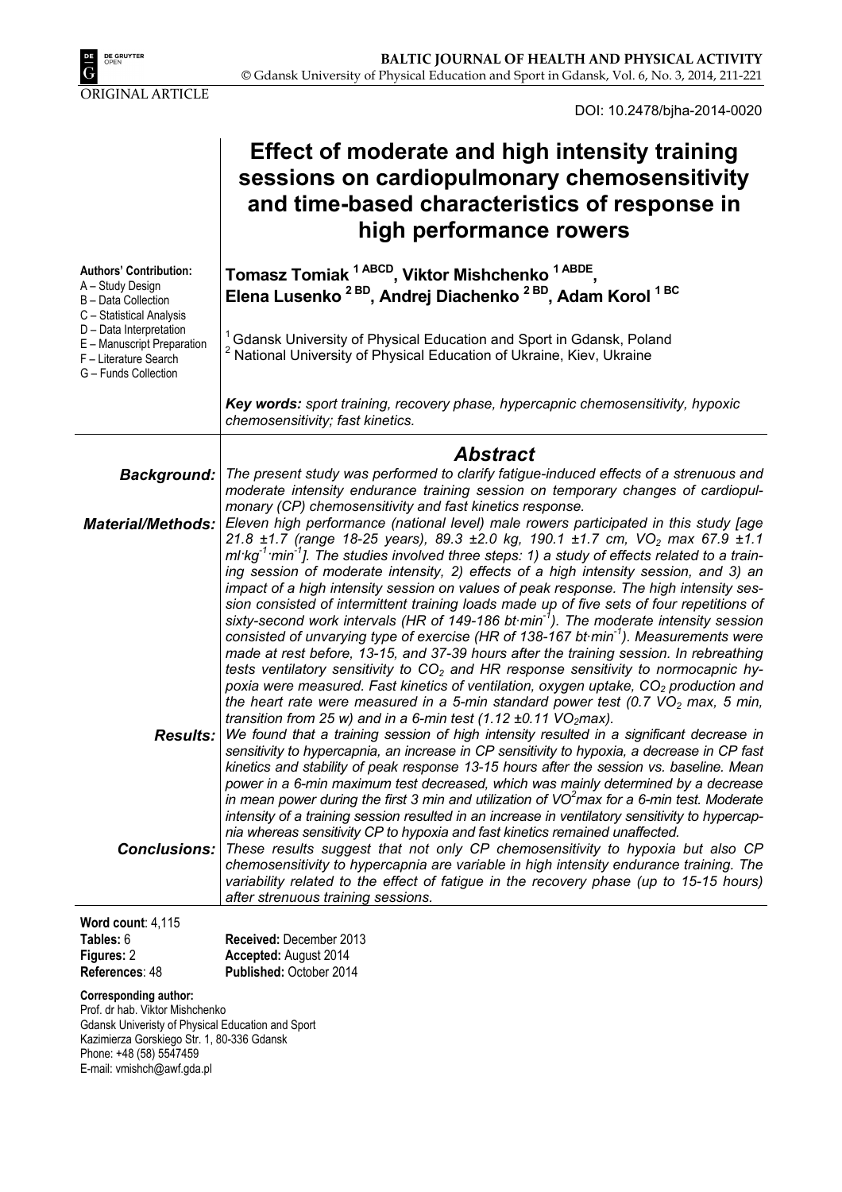ORIGINAL ARTICLE

DOI: 10.2478/bjha-2014-0020

# Effect of moderate and high intensity training sessions on cardiopulmonary chemosensitivity and time-based characteristics of response in high performance rowers

**Authors' Contribution:**
A – Study Design
B – Data Collection
C – Statistical Analysis
D – Data Interpretation
E – Manuscript Preparation
F – Literature Search
G – Funds Collection

**Tomasz Tomiak [1 ABCD], Viktor Mishchenko [1 ABDE], Elena Lusenko [2 BD], Andrej Diachenko [2 BD], Adam Korol [1 BC]**

[1] Gdansk University of Physical Education and Sport in Gdansk, Poland
[2] National University of Physical Education of Ukraine, Kiev, Ukraine

***Key words:** sport training, recovery phase, hypercapnic chemosensitivity, hypoxic chemosensitivity; fast kinetics.*

## Abstract

***Background:*** *The present study was performed to clarify fatigue-induced effects of a strenuous and moderate intensity endurance training session on temporary changes of cardiopulmonary (CP) chemosensitivity and fast kinetics response.*

***Material/Methods:*** *Eleven high performance (national level) male rowers participated in this study [age 21.8 ±1.7 (range 18-25 years), 89.3 ±2.0 kg, 190.1 ±1.7 cm, $VO_2$ max 67.9 ±1.1 $ml{\cdot}kg^{-1}{\cdot}min^{-1}$]. The studies involved three steps: 1) a study of effects related to a training session of moderate intensity, 2) effects of a high intensity session, and 3) an impact of a high intensity session on values of peak response. The high intensity session consisted of intermittent training loads made up of five sets of four repetitions of sixty-second work intervals (HR of 149-186 $bt{\cdot}min^{-1}$). The moderate intensity session consisted of unvarying type of exercise (HR of 138-167 $bt{\cdot}min^{-1}$). Measurements were made at rest before, 13-15, and 37-39 hours after the training session. In rebreathing tests ventilatory sensitivity to $CO_2$ and HR response sensitivity to normocapnic hypoxia were measured. Fast kinetics of ventilation, oxygen uptake, $CO_2$ production and the heart rate were measured in a 5-min standard power test (0.7 $VO_2$ max, 5 min, transition from 25 w) and in a 6-min test (1.12 ±0.11 $VO_2$max).*

***Results:*** *We found that a training session of high intensity resulted in a significant decrease in sensitivity to hypercapnia, an increase in CP sensitivity to hypoxia, a decrease in CP fast kinetics and stability of peak response 13-15 hours after the session vs. baseline. Mean power in a 6-min maximum test decreased, which was mainly determined by a decrease in mean power during the first 3 min and utilization of $VO^2$max for a 6-min test. Moderate intensity of a training session resulted in an increase in ventilatory sensitivity to hypercapnia whereas sensitivity CP to hypoxia and fast kinetics remained unaffected.*

***Conclusions:*** *These results suggest that not only CP chemosensitivity to hypoxia but also CP chemosensitivity to hypercapnia are variable in high intensity endurance training. The variability related to the effect of fatigue in the recovery phase (up to 15-15 hours) after strenuous training sessions.*

**Word count**: 4,115
**Tables:** 6
**Figures:** 2
**References**: 48

**Received:** December 2013
**Accepted:** August 2014
**Published:** October 2014

**Corresponding author:**
Prof. dr hab. Viktor Mishchenko
Gdansk Univeristy of Physical Education and Sport
Kazimierza Gorskiego Str. 1, 80-336 Gdansk
Phone: +48 (58) 5547459
E-mail: vmishch@awf.gda.pl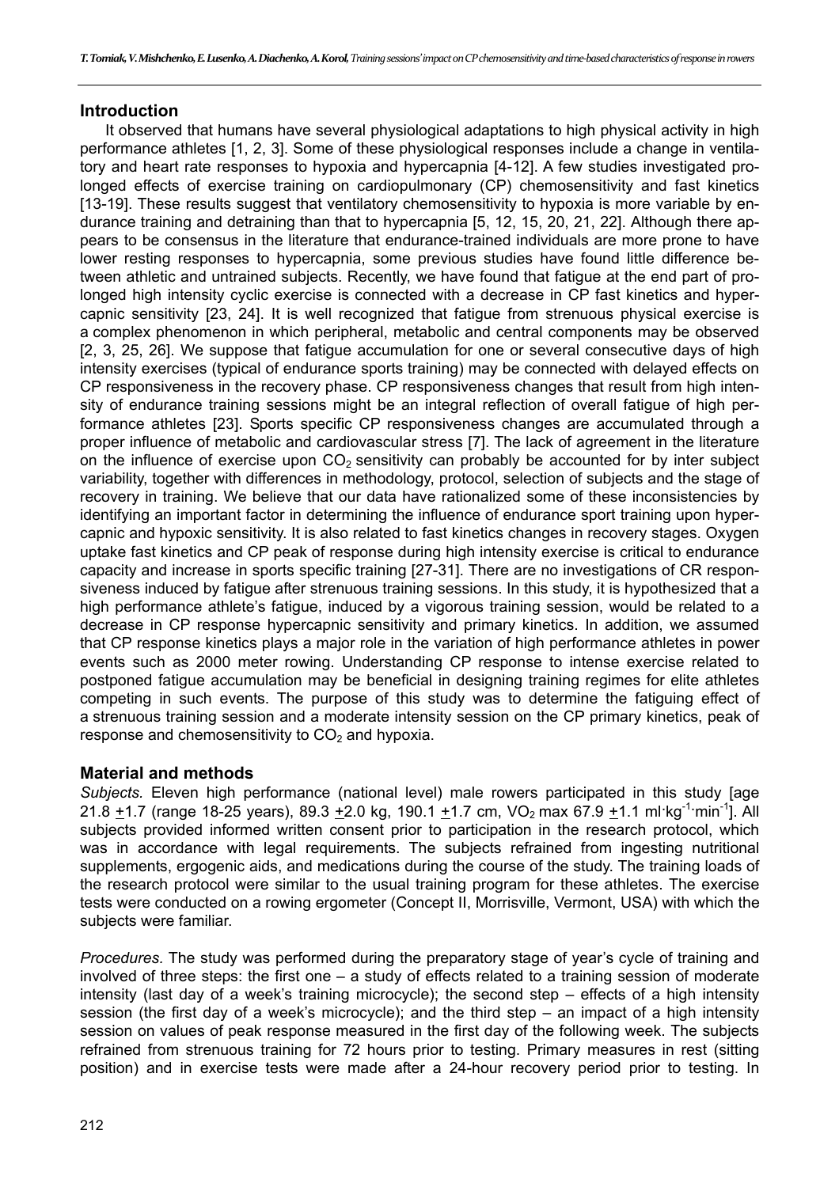## Introduction

It observed that humans have several physiological adaptations to high physical activity in high performance athletes [1, 2, 3]. Some of these physiological responses include a change in ventilatory and heart rate responses to hypoxia and hypercapnia [4-12]. A few studies investigated prolonged effects of exercise training on cardiopulmonary (CP) chemosensitivity and fast kinetics [13-19]. These results suggest that ventilatory chemosensitivity to hypoxia is more variable by endurance training and detraining than that to hypercapnia [5, 12, 15, 20, 21, 22]. Although there appears to be consensus in the literature that endurance-trained individuals are more prone to have lower resting responses to hypercapnia, some previous studies have found little difference between athletic and untrained subjects. Recently, we have found that fatigue at the end part of prolonged high intensity cyclic exercise is connected with a decrease in CP fast kinetics and hypercapnic sensitivity [23, 24]. It is well recognized that fatigue from strenuous physical exercise is a complex phenomenon in which peripheral, metabolic and central components may be observed [2, 3, 25, 26]. We suppose that fatigue accumulation for one or several consecutive days of high intensity exercises (typical of endurance sports training) may be connected with delayed effects on CP responsiveness in the recovery phase. CP responsiveness changes that result from high intensity of endurance training sessions might be an integral reflection of overall fatigue of high performance athletes [23]. Sports specific CP responsiveness changes are accumulated through a proper influence of metabolic and cardiovascular stress [7]. The lack of agreement in the literature on the influence of exercise upon $CO_2$ sensitivity can probably be accounted for by inter subject variability, together with differences in methodology, protocol, selection of subjects and the stage of recovery in training. We believe that our data have rationalized some of these inconsistencies by identifying an important factor in determining the influence of endurance sport training upon hypercapnic and hypoxic sensitivity. It is also related to fast kinetics changes in recovery stages. Oxygen uptake fast kinetics and CP peak of response during high intensity exercise is critical to endurance capacity and increase in sports specific training [27-31]. There are no investigations of CR responsiveness induced by fatigue after strenuous training sessions. In this study, it is hypothesized that a high performance athlete's fatigue, induced by a vigorous training session, would be related to a decrease in CP response hypercapnic sensitivity and primary kinetics. In addition, we assumed that CP response kinetics plays a major role in the variation of high performance athletes in power events such as 2000 meter rowing. Understanding CP response to intense exercise related to postponed fatigue accumulation may be beneficial in designing training regimes for elite athletes competing in such events. The purpose of this study was to determine the fatiguing effect of a strenuous training session and a moderate intensity session on the CP primary kinetics, peak of response and chemosensitivity to $CO_2$ and hypoxia.

## Material and methods

*Subjects.* Eleven high performance (national level) male rowers participated in this study [age 21.8 ±1.7 (range 18-25 years), 89.3 ±2.0 kg, 190.1 ±1.7 cm, $VO_2$ max 67.9 ±1.1 $ml \cdot kg^{-1} \cdot min^{-1}$]. All subjects provided informed written consent prior to participation in the research protocol, which was in accordance with legal requirements. The subjects refrained from ingesting nutritional supplements, ergogenic aids, and medications during the course of the study. The training loads of the research protocol were similar to the usual training program for these athletes. The exercise tests were conducted on a rowing ergometer (Concept II, Morrisville, Vermont, USA) with which the subjects were familiar.

*Procedures.* The study was performed during the preparatory stage of year's cycle of training and involved of three steps: the first one – a study of effects related to a training session of moderate intensity (last day of a week's training microcycle); the second step – effects of a high intensity session (the first day of a week's microcycle); and the third step – an impact of a high intensity session on values of peak response measured in the first day of the following week. The subjects refrained from strenuous training for 72 hours prior to testing. Primary measures in rest (sitting position) and in exercise tests were made after a 24-hour recovery period prior to testing. In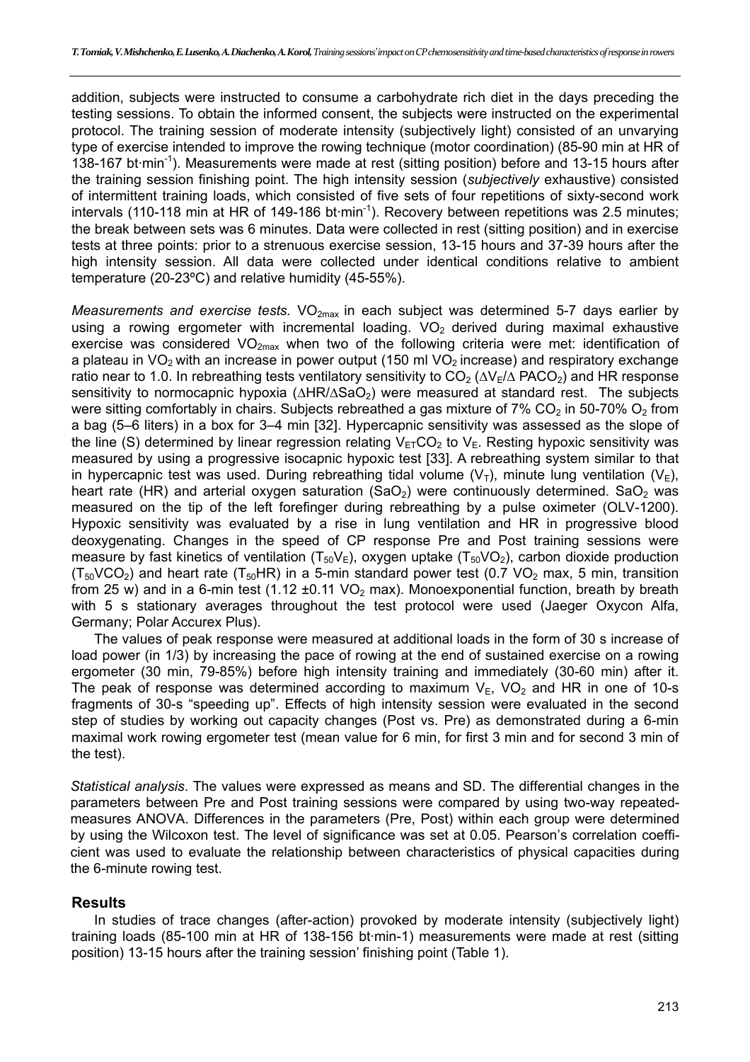addition, subjects were instructed to consume a carbohydrate rich diet in the days preceding the testing sessions. To obtain the informed consent, the subjects were instructed on the experimental protocol. The training session of moderate intensity (subjectively light) consisted of an unvarying type of exercise intended to improve the rowing technique (motor coordination) (85-90 min at HR of 138-167 bt·min$^{-1}$). Measurements were made at rest (sitting position) before and 13-15 hours after the training session finishing point. The high intensity session (*subjectively* exhaustive) consisted of intermittent training loads, which consisted of five sets of four repetitions of sixty-second work intervals (110-118 min at HR of 149-186 bt·min$^{-1}$). Recovery between repetitions was 2.5 minutes; the break between sets was 6 minutes. Data were collected in rest (sitting position) and in exercise tests at three points: prior to a strenuous exercise session, 13-15 hours and 37-39 hours after the high intensity session. All data were collected under identical conditions relative to ambient temperature (20-23ºC) and relative humidity (45-55%).

*Measurements and exercise tests.* $VO_{2max}$ in each subject was determined 5-7 days earlier by using a rowing ergometer with incremental loading. $VO_2$ derived during maximal exhaustive exercise was considered $VO_{2max}$ when two of the following criteria were met: identification of a plateau in $VO_2$ with an increase in power output (150 ml $VO_2$ increase) and respiratory exchange ratio near to 1.0. In rebreathing tests ventilatory sensitivity to $CO_2$ ($\Delta V_E/\Delta$ $PACO_2$) and HR response sensitivity to normocapnic hypoxia ($\Delta HR/\Delta SaO_2$) were measured at standard rest. The subjects were sitting comfortably in chairs. Subjects rebreathed a gas mixture of 7% $CO_2$ in 50-70% $O_2$ from a bag (5–6 liters) in a box for 3–4 min [32]. Hypercapnic sensitivity was assessed as the slope of the line (S) determined by linear regression relating $V_{ET}CO_2$ to $V_E$. Resting hypoxic sensitivity was measured by using a progressive isocapnic hypoxic test [33]. A rebreathing system similar to that in hypercapnic test was used. During rebreathing tidal volume ($V_T$), minute lung ventilation ($V_E$), heart rate (HR) and arterial oxygen saturation ($SaO_2$) were continuously determined. $SaO_2$ was measured on the tip of the left forefinger during rebreathing by a pulse oximeter (OLV-1200). Hypoxic sensitivity was evaluated by a rise in lung ventilation and HR in progressive blood deoxygenating. Changes in the speed of CP response Pre and Post training sessions were measure by fast kinetics of ventilation ($T_{50}V_E$), oxygen uptake ($T_{50}VO_2$), carbon dioxide production ($T_{50}VCO_2$) and heart rate ($T_{50}HR$) in a 5-min standard power test (0.7 $VO_2$ max, 5 min, transition from 25 w) and in a 6-min test (1.12 ±0.11 $VO_2$ max). Monoexponential function, breath by breath with 5 s stationary averages throughout the test protocol were used (Jaeger Oxycon Alfa, Germany; Polar Accurex Plus).

The values of peak response were measured at additional loads in the form of 30 s increase of load power (in 1/3) by increasing the pace of rowing at the end of sustained exercise on a rowing ergometer (30 min, 79-85%) before high intensity training and immediately (30-60 min) after it. The peak of response was determined according to maximum $V_E$, $VO_2$ and HR in one of 10-s fragments of 30-s "speeding up". Effects of high intensity session were evaluated in the second step of studies by working out capacity changes (Post vs. Pre) as demonstrated during a 6-min maximal work rowing ergometer test (mean value for 6 min, for first 3 min and for second 3 min of the test).

*Statistical analysis*. The values were expressed as means and SD. The differential changes in the parameters between Pre and Post training sessions were compared by using two-way repeated-measures ANOVA. Differences in the parameters (Pre, Post) within each group were determined by using the Wilcoxon test. The level of significance was set at 0.05. Pearson's correlation coefficient was used to evaluate the relationship between characteristics of physical capacities during the 6-minute rowing test.

## Results

In studies of trace changes (after-action) provoked by moderate intensity (subjectively light) training loads (85-100 min at HR of 138-156 bt·min-1) measurements were made at rest (sitting position) 13-15 hours after the training session' finishing point (Table 1).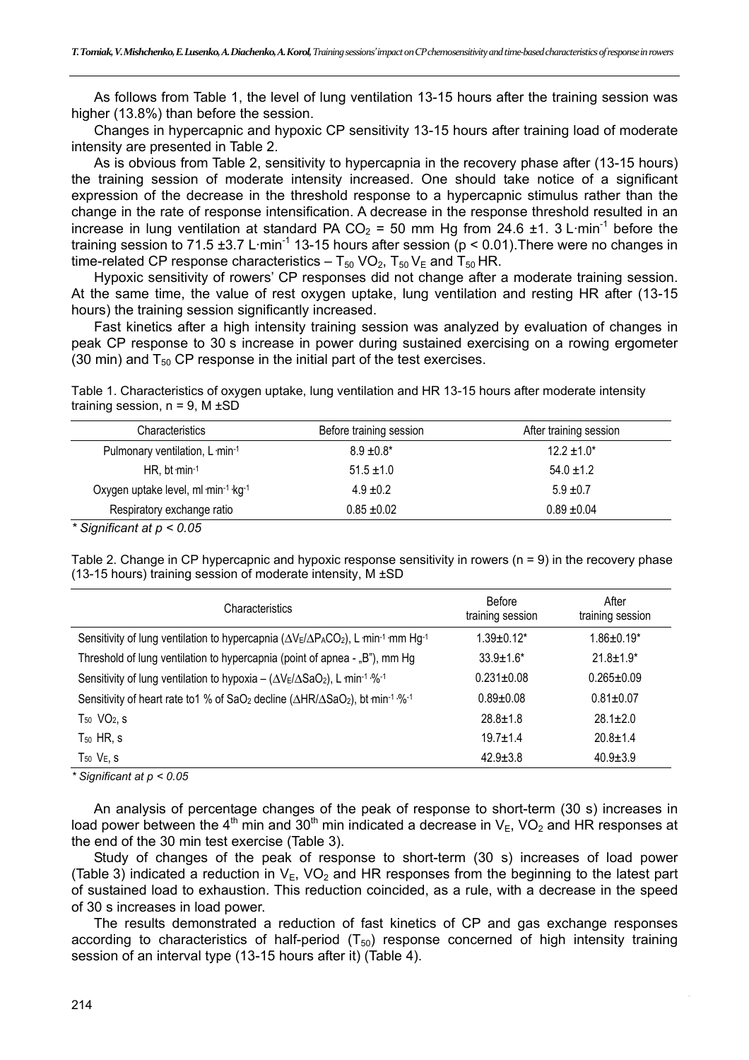As follows from Table 1, the level of lung ventilation 13-15 hours after the training session was higher (13.8%) than before the session.

Changes in hypercapnic and hypoxic CP sensitivity 13-15 hours after training load of moderate intensity are presented in Table 2.

As is obvious from Table 2, sensitivity to hypercapnia in the recovery phase after (13-15 hours) the training session of moderate intensity increased. One should take notice of a significant expression of the decrease in the threshold response to a hypercapnic stimulus rather than the change in the rate of response intensification. A decrease in the response threshold resulted in an increase in lung ventilation at standard PA $CO_2$ = 50 mm Hg from 24.6 ±1. 3 L·min$^{-1}$ before the training session to 71.5 ±3.7 L·min$^{-1}$ 13-15 hours after session ($p < 0.01$).There were no changes in time-related CP response characteristics – $T_{50}$ $VO_2$, $T_{50}$ $V_E$ and $T_{50}$ HR.

Hypoxic sensitivity of rowers' CP responses did not change after a moderate training session. At the same time, the value of rest oxygen uptake, lung ventilation and resting HR after (13-15 hours) the training session significantly increased.

Fast kinetics after a high intensity training session was analyzed by evaluation of changes in peak CP response to 30 s increase in power during sustained exercising on a rowing ergometer (30 min) and $T_{50}$ CP response in the initial part of the test exercises.

Table 1. Characteristics of oxygen uptake, lung ventilation and HR 13-15 hours after moderate intensity training session, n = 9, M ±SD

| Characteristics | Before training session | After training session |
|---|---|---|
| Pulmonary ventilation, L·min$^{-1}$ | 8.9 ±0.8* | 12.2 ±1.0* |
| HR, bt·min$^{-1}$ | 51.5 ±1.0 | 54.0 ±1.2 |
| Oxygen uptake level, ml·min$^{-1}$·kg$^{-1}$ | 4.9 ±0.2 | 5.9 ±0.7 |
| Respiratory exchange ratio | 0.85 ±0.02 | 0.89 ±0.04 |

*\* Significant at $p < 0.05$*

Table 2. Change in CP hypercapnic and hypoxic response sensitivity in rowers (n = 9) in the recovery phase (13-15 hours) training session of moderate intensity, M ±SD

| Characteristics | Before training session | After training session |
|---|---|---|
| Sensitivity of lung ventilation to hypercapnia ($\Delta V_E/\Delta P_A CO_2$), L·min$^{-1}$·mm Hg$^{-1}$ | 1.39±0.12* | 1.86±0.19* |
| Threshold of lung ventilation to hypercapnia (point of apnea - „B"), mm Hg | 33.9±1.6* | 21.8±1.9* |
| Sensitivity of lung ventilation to hypoxia – ($\Delta V_E/\Delta SaO_2$), L·min$^{-1}$·%$^{-1}$ | 0.231±0.08 | 0.265±0.09 |
| Sensitivity of heart rate to1 % of $SaO_2$ decline ($\Delta HR/\Delta SaO_2$), bt·min$^{-1}$·%$^{-1}$ | 0.89±0.08 | 0.81±0.07 |
| $T_{50}$ $VO_2$, s | 28.8±1.8 | 28.1±2.0 |
| $T_{50}$ HR, s | 19.7±1.4 | 20.8±1.4 |
| $T_{50}$ $V_E$, s | 42.9±3.8 | 40.9±3.9 |

*\* Significant at $p < 0.05$*

An analysis of percentage changes of the peak of response to short-term (30 s) increases in load power between the 4$^{th}$ min and 30$^{th}$ min indicated a decrease in $V_E$, $VO_2$ and HR responses at the end of the 30 min test exercise (Table 3).

Study of changes of the peak of response to short-term (30 s) increases of load power (Table 3) indicated a reduction in $V_E$, $VO_2$ and HR responses from the beginning to the latest part of sustained load to exhaustion. This reduction coincided, as a rule, with a decrease in the speed of 30 s increases in load power.

The results demonstrated a reduction of fast kinetics of CP and gas exchange responses according to characteristics of half-period ($T_{50}$) response concerned of high intensity training session of an interval type (13-15 hours after it) (Table 4).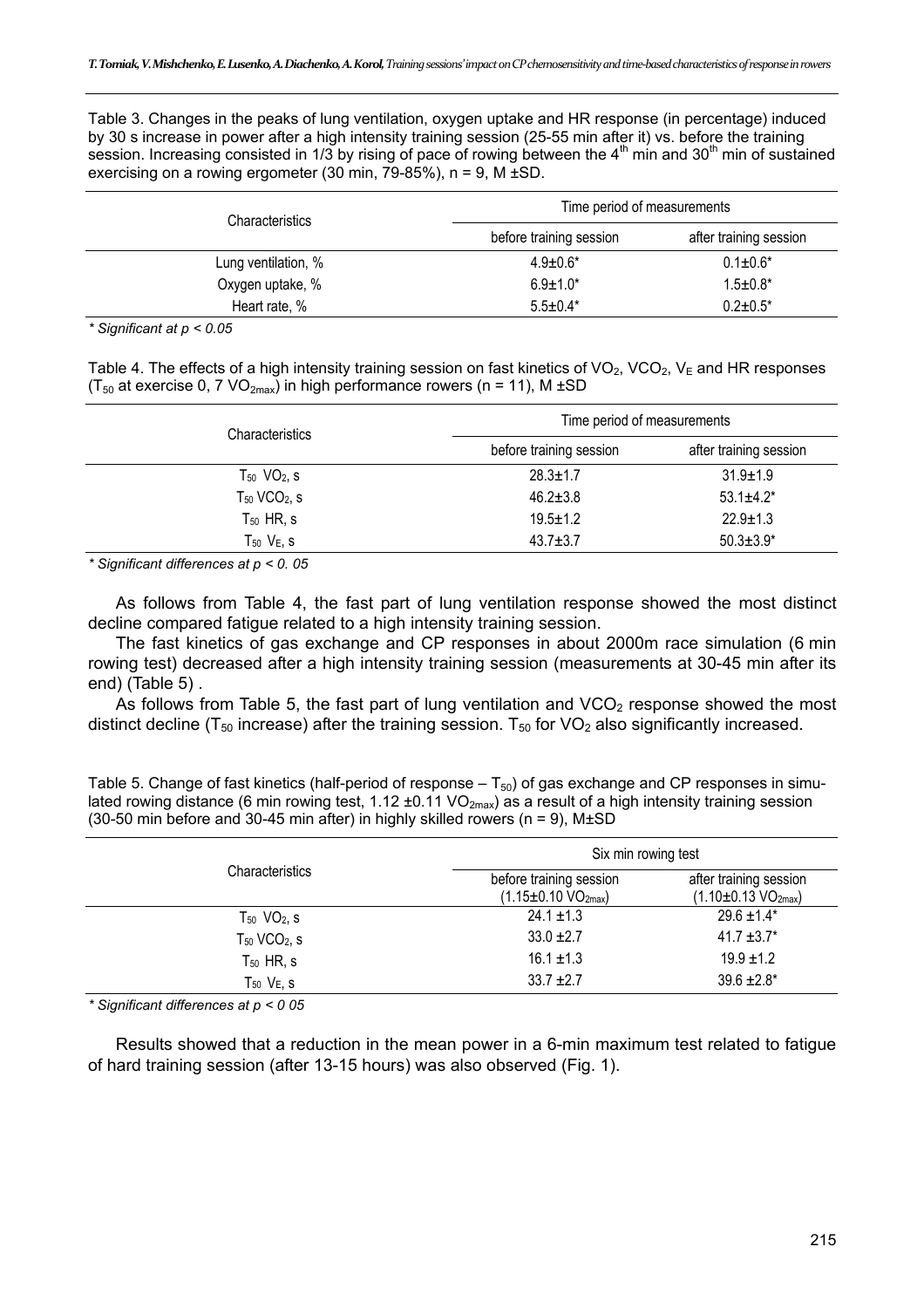Table 3. Changes in the peaks of lung ventilation, oxygen uptake and HR response (in percentage) induced by 30 s increase in power after a high intensity training session (25-55 min after it) vs. before the training session. Increasing consisted in 1/3 by rising of pace of rowing between the 4[th] min and 30[th] min of sustained exercising on a rowing ergometer (30 min, 79-85%), n = 9, M ±SD.

| Characteristics | Time period of measurements | |
|---|---|---|
| | before training session | after training session |
| Lung ventilation, % | 4.9±0.6* | 0.1±0.6* |
| Oxygen uptake, % | 6.9±1.0* | 1.5±0.8* |
| Heart rate, % | 5.5±0.4* | 0.2±0.5* |

*\* Significant at $p < 0.05$*

Table 4. The effects of a high intensity training session on fast kinetics of $VO_2$, $VCO_2$, $V_E$ and HR responses ($T_{50}$ at exercise 0, 7 $VO_{2max}$) in high performance rowers (n = 11), M ±SD

| Characteristics | Time period of measurements | |
|---|---|---|
| | before training session | after training session |
| $T_{50}$ $VO_2$, s | 28.3±1.7 | 31.9±1.9 |
| $T_{50}$ $VCO_2$, s | 46.2±3.8 | 53.1±4.2* |
| $T_{50}$ HR, s | 19.5±1.2 | 22.9±1.3 |
| $T_{50}$ $V_E$, s | 43.7±3.7 | 50.3±3.9* |

*\* Significant differences at $p < 0.05$*

As follows from Table 4, the fast part of lung ventilation response showed the most distinct decline compared fatigue related to a high intensity training session.

The fast kinetics of gas exchange and CP responses in about 2000m race simulation (6 min rowing test) decreased after a high intensity training session (measurements at 30-45 min after its end) (Table 5) .

As follows from Table 5, the fast part of lung ventilation and $VCO_2$ response showed the most distinct decline ($T_{50}$ increase) after the training session. $T_{50}$ for $VO_2$ also significantly increased.

Table 5. Change of fast kinetics (half-period of response – $T_{50}$) of gas exchange and CP responses in simulated rowing distance (6 min rowing test, 1.12 ±0.11 $VO_{2max}$) as a result of a high intensity training session (30-50 min before and 30-45 min after) in highly skilled rowers (n = 9), M±SD

| Characteristics | Six min rowing test | |
|---|---|---|
| | before training session (1.15±0.10 $VO_{2max}$) | after training session (1.10±0.13 $VO_{2max}$) |
| $T_{50}$ $VO_2$, s | 24.1 ±1.3 | 29.6 ±1.4* |
| $T_{50}$ $VCO_2$, s | 33.0 ±2.7 | 41.7 ±3.7* |
| $T_{50}$ HR, s | 16.1 ±1.3 | 19.9 ±1.2 |
| $T_{50}$ $V_E$, s | 33.7 ±2.7 | 39.6 ±2.8* |

*\* Significant differences at $p < 0$ 05*

Results showed that a reduction in the mean power in a 6-min maximum test related to fatigue of hard training session (after 13-15 hours) was also observed (Fig. 1).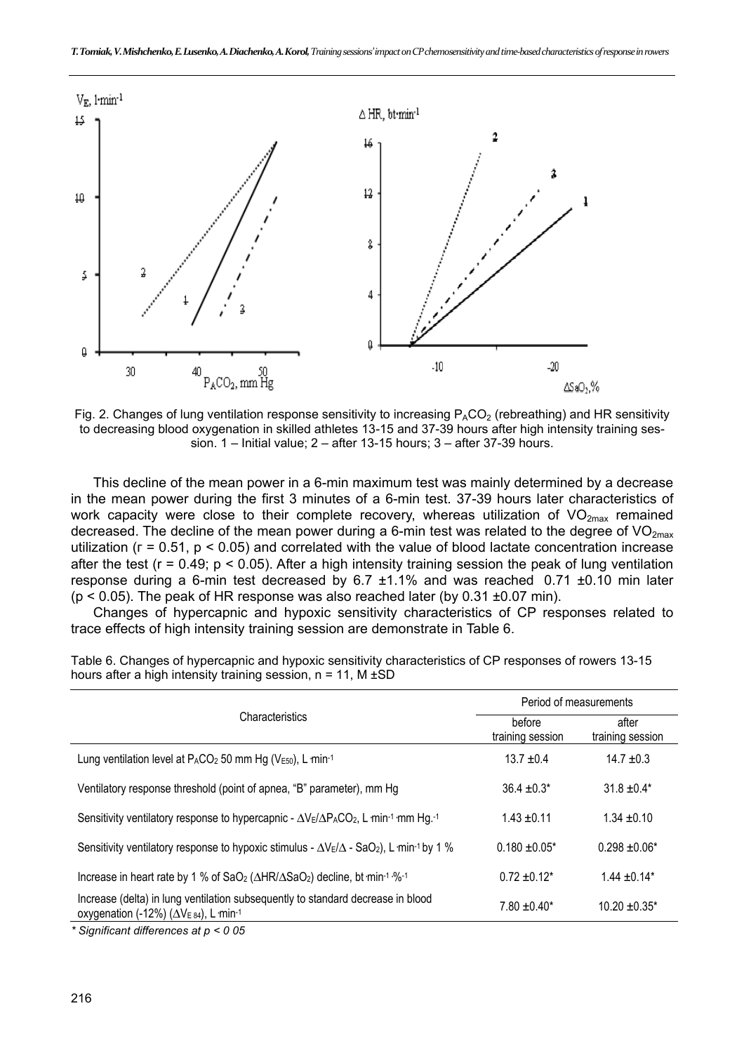Fig. 2. Changes of lung ventilation response sensitivity to increasing $P_ACO_2$ (rebreathing) and HR sensitivity to decreasing blood oxygenation in skilled athletes 13-15 and 37-39 hours after high intensity training session. 1 – Initial value; 2 – after 13-15 hours; 3 – after 37-39 hours.

This decline of the mean power in a 6-min maximum test was mainly determined by a decrease in the mean power during the first 3 minutes of a 6-min test. 37-39 hours later characteristics of work capacity were close to their complete recovery, whereas utilization of $VO_{2max}$ remained decreased. The decline of the mean power during a 6-min test was related to the degree of $VO_{2max}$ utilization ($r = 0.51$, $p < 0.05$) and correlated with the value of blood lactate concentration increase after the test ($r = 0.49$; $p < 0.05$). After a high intensity training session the peak of lung ventilation response during a 6-min test decreased by 6.7 ±1.1% and was reached 0.71 ±0.10 min later ($p < 0.05$). The peak of HR response was also reached later (by 0.31 ±0.07 min).

Changes of hypercapnic and hypoxic sensitivity characteristics of CP responses related to trace effects of high intensity training session are demonstrate in Table 6.

Table 6. Changes of hypercapnic and hypoxic sensitivity characteristics of CP responses of rowers 13-15 hours after a high intensity training session, n = 11, M ±SD

| Characteristics | Period of measurements | |
|---|---|---|
| | before training session | after training session |
| Lung ventilation level at $P_ACO_2$ 50 mm Hg ($V_{E50}$), L·min$^{-1}$ | 13.7 ±0.4 | 14.7 ±0.3 |
| Ventilatory response threshold (point of apnea, "B" parameter), mm Hg | 36.4 ±0.3* | 31.8 ±0.4* |
| Sensitivity ventilatory response to hypercapnic - $\Delta V_E/\Delta P_ACO_2$, L·min$^{-1}$·mm Hg.$^{-1}$ | 1.43 ±0.11 | 1.34 ±0.10 |
| Sensitivity ventilatory response to hypoxic stimulus - $\Delta V_E/\Delta$ - $SaO_2$), L·min$^{-1}$ by 1 % | 0.180 ±0.05* | 0.298 ±0.06* |
| Increase in heart rate by 1 % of $SaO_2$ ($\Delta HR/\Delta SaO_2$) decline, bt·min$^{-1}$·%$^{-1}$ | 0.72 ±0.12* | 1.44 ±0.14* |
| Increase (delta) in lung ventilation subsequently to standard decrease in blood oxygenation (-12%) ($\Delta V_{E\,84}$), L·min$^{-1}$ | 7.80 ±0.40* | 10.20 ±0.35* |

*\* Significant differences at p < 0 05*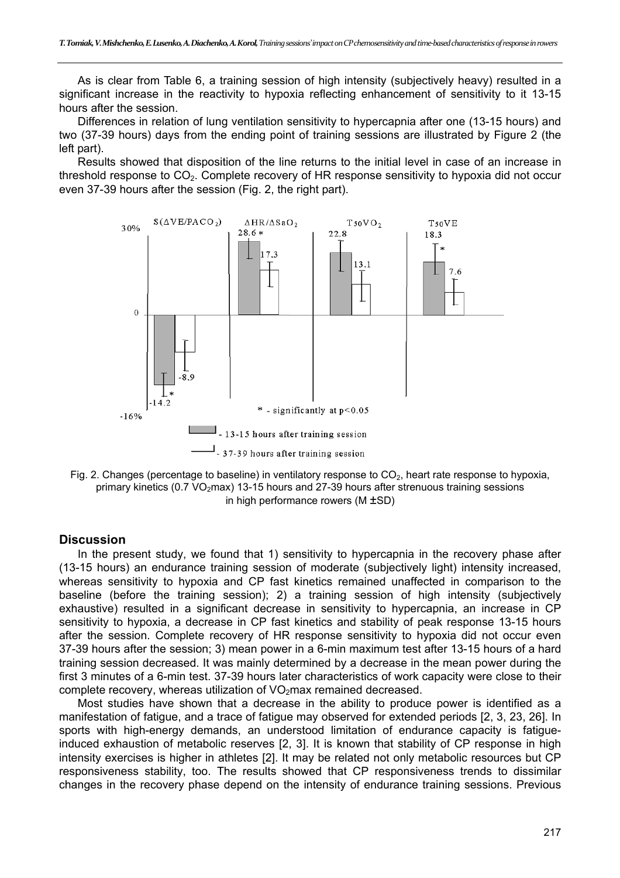As is clear from Table 6, a training session of high intensity (subjectively heavy) resulted in a significant increase in the reactivity to hypoxia reflecting enhancement of sensitivity to it 13-15 hours after the session.

Differences in relation of lung ventilation sensitivity to hypercapnia after one (13-15 hours) and two (37-39 hours) days from the ending point of training sessions are illustrated by Figure 2 (the left part).

Results showed that disposition of the line returns to the initial level in case of an increase in threshold response to $CO_2$. Complete recovery of HR response sensitivity to hypoxia did not occur even 37-39 hours after the session (Fig. 2, the right part).

Fig. 2. Changes (percentage to baseline) in ventilatory response to $CO_2$, heart rate response to hypoxia, primary kinetics (0.7 $VO_2$max) 13-15 hours and 27-39 hours after strenuous training sessions in high performance rowers (M ±SD)

## Discussion

In the present study, we found that 1) sensitivity to hypercapnia in the recovery phase after (13-15 hours) an endurance training session of moderate (subjectively light) intensity increased, whereas sensitivity to hypoxia and CP fast kinetics remained unaffected in comparison to the baseline (before the training session); 2) a training session of high intensity (subjectively exhaustive) resulted in a significant decrease in sensitivity to hypercapnia, an increase in CP sensitivity to hypoxia, a decrease in CP fast kinetics and stability of peak response 13-15 hours after the session. Complete recovery of HR response sensitivity to hypoxia did not occur even 37-39 hours after the session; 3) mean power in a 6-min maximum test after 13-15 hours of a hard training session decreased. It was mainly determined by a decrease in the mean power during the first 3 minutes of a 6-min test. 37-39 hours later characteristics of work capacity were close to their complete recovery, whereas utilization of $VO_2$max remained decreased.

Most studies have shown that a decrease in the ability to produce power is identified as a manifestation of fatigue, and a trace of fatigue may observed for extended periods [2, 3, 23, 26]. In sports with high-energy demands, an understood limitation of endurance capacity is fatigue-induced exhaustion of metabolic reserves [2, 3]. It is known that stability of CP response in high intensity exercises is higher in athletes [2]. It may be related not only metabolic resources but CP responsiveness stability, too. The results showed that CP responsiveness trends to dissimilar changes in the recovery phase depend on the intensity of endurance training sessions. Previous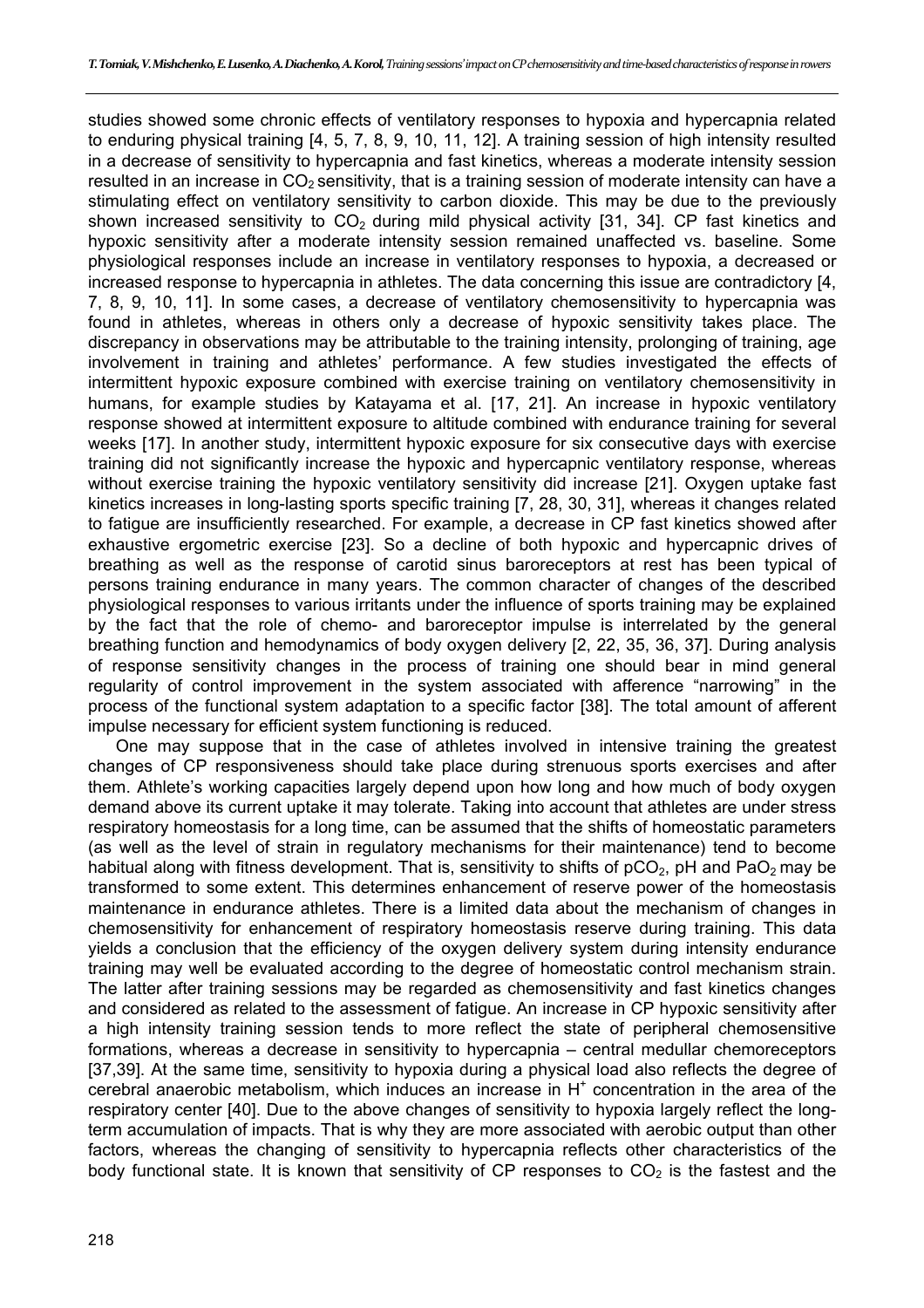studies showed some chronic effects of ventilatory responses to hypoxia and hypercapnia related to enduring physical training [4, 5, 7, 8, 9, 10, 11, 12]. A training session of high intensity resulted in a decrease of sensitivity to hypercapnia and fast kinetics, whereas a moderate intensity session resulted in an increase in $CO_2$ sensitivity, that is a training session of moderate intensity can have a stimulating effect on ventilatory sensitivity to carbon dioxide. This may be due to the previously shown increased sensitivity to $CO_2$ during mild physical activity [31, 34]. CP fast kinetics and hypoxic sensitivity after a moderate intensity session remained unaffected vs. baseline. Some physiological responses include an increase in ventilatory responses to hypoxia, a decreased or increased response to hypercapnia in athletes. The data concerning this issue are contradictory [4, 7, 8, 9, 10, 11]. In some cases, a decrease of ventilatory chemosensitivity to hypercapnia was found in athletes, whereas in others only a decrease of hypoxic sensitivity takes place. The discrepancy in observations may be attributable to the training intensity, prolonging of training, age involvement in training and athletes' performance. A few studies investigated the effects of intermittent hypoxic exposure combined with exercise training on ventilatory chemosensitivity in humans, for example studies by Katayama et al. [17, 21]. An increase in hypoxic ventilatory response showed at intermittent exposure to altitude combined with endurance training for several weeks [17]. In another study, intermittent hypoxic exposure for six consecutive days with exercise training did not significantly increase the hypoxic and hypercapnic ventilatory response, whereas without exercise training the hypoxic ventilatory sensitivity did increase [21]. Oxygen uptake fast kinetics increases in long-lasting sports specific training [7, 28, 30, 31], whereas it changes related to fatigue are insufficiently researched. For example, a decrease in CP fast kinetics showed after exhaustive ergometric exercise [23]. So a decline of both hypoxic and hypercapnic drives of breathing as well as the response of carotid sinus baroreceptors at rest has been typical of persons training endurance in many years. The common character of changes of the described physiological responses to various irritants under the influence of sports training may be explained by the fact that the role of chemo- and baroreceptor impulse is interrelated by the general breathing function and hemodynamics of body oxygen delivery [2, 22, 35, 36, 37]. During analysis of response sensitivity changes in the process of training one should bear in mind general regularity of control improvement in the system associated with afference "narrowing" in the process of the functional system adaptation to a specific factor [38]. The total amount of afferent impulse necessary for efficient system functioning is reduced.

One may suppose that in the case of athletes involved in intensive training the greatest changes of CP responsiveness should take place during strenuous sports exercises and after them. Athlete's working capacities largely depend upon how long and how much of body oxygen demand above its current uptake it may tolerate. Taking into account that athletes are under stress respiratory homeostasis for a long time, can be assumed that the shifts of homeostatic parameters (as well as the level of strain in regulatory mechanisms for their maintenance) tend to become habitual along with fitness development. That is, sensitivity to shifts of $pCO_2$, pH and $PaO_2$ may be transformed to some extent. This determines enhancement of reserve power of the homeostasis maintenance in endurance athletes. There is a limited data about the mechanism of changes in chemosensitivity for enhancement of respiratory homeostasis reserve during training. This data yields a conclusion that the efficiency of the oxygen delivery system during intensity endurance training may well be evaluated according to the degree of homeostatic control mechanism strain. The latter after training sessions may be regarded as chemosensitivity and fast kinetics changes and considered as related to the assessment of fatigue. An increase in CP hypoxic sensitivity after a high intensity training session tends to more reflect the state of peripheral chemosensitive formations, whereas a decrease in sensitivity to hypercapnia – central medullar chemoreceptors [37,39]. At the same time, sensitivity to hypoxia during a physical load also reflects the degree of cerebral anaerobic metabolism, which induces an increase in $H^+$ concentration in the area of the respiratory center [40]. Due to the above changes of sensitivity to hypoxia largely reflect the long-term accumulation of impacts. That is why they are more associated with aerobic output than other factors, whereas the changing of sensitivity to hypercapnia reflects other characteristics of the body functional state. It is known that sensitivity of CP responses to $CO_2$ is the fastest and the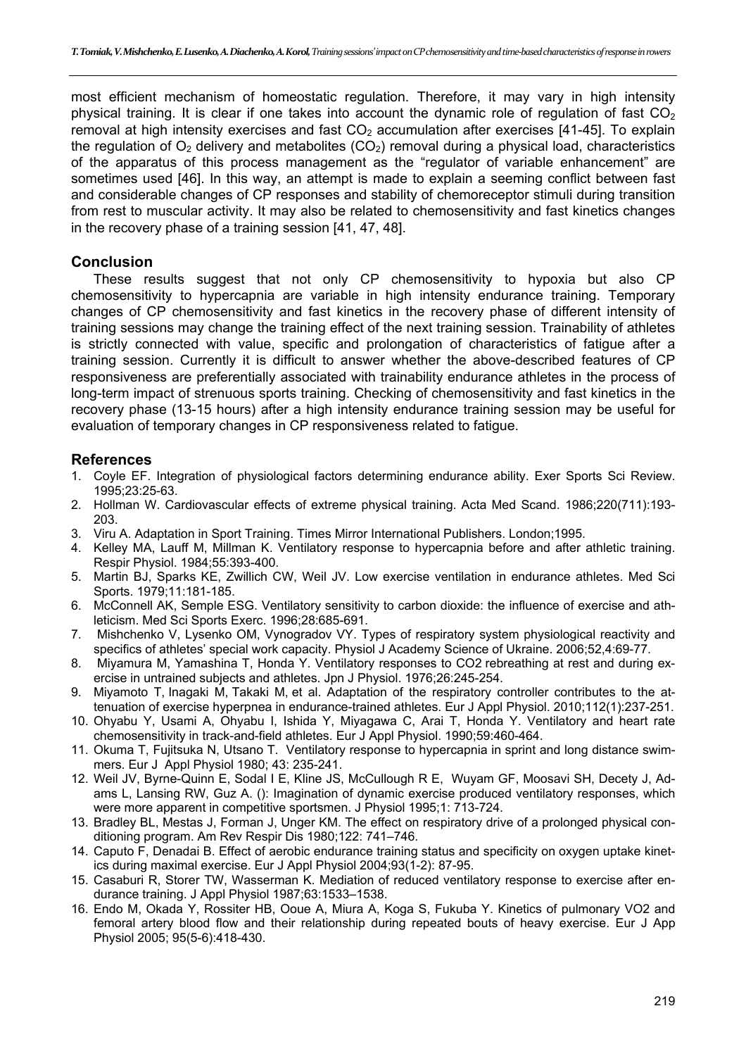most efficient mechanism of homeostatic regulation. Therefore, it may vary in high intensity physical training. It is clear if one takes into account the dynamic role of regulation of fast $CO_2$ removal at high intensity exercises and fast $CO_2$ accumulation after exercises [41-45]. To explain the regulation of $O_2$ delivery and metabolites ($CO_2$) removal during a physical load, characteristics of the apparatus of this process management as the "regulator of variable enhancement" are sometimes used [46]. In this way, an attempt is made to explain a seeming conflict between fast and considerable changes of CP responses and stability of chemoreceptor stimuli during transition from rest to muscular activity. It may also be related to chemosensitivity and fast kinetics changes in the recovery phase of a training session [41, 47, 48].

## Conclusion

These results suggest that not only CP chemosensitivity to hypoxia but also CP chemosensitivity to hypercapnia are variable in high intensity endurance training. Temporary changes of CP chemosensitivity and fast kinetics in the recovery phase of different intensity of training sessions may change the training effect of the next training session. Trainability of athletes is strictly connected with value, specific and prolongation of characteristics of fatigue after a training session. Currently it is difficult to answer whether the above-described features of CP responsiveness are preferentially associated with trainability endurance athletes in the process of long-term impact of strenuous sports training. Checking of chemosensitivity and fast kinetics in the recovery phase (13-15 hours) after a high intensity endurance training session may be useful for evaluation of temporary changes in CP responsiveness related to fatigue.

## References

1. Coyle EF. Integration of physiological factors determining endurance ability. Exer Sports Sci Review. 1995;23:25-63.
2. Hollman W. Cardiovascular effects of extreme physical training. Acta Med Scand. 1986;220(711):193-203.
3. Viru A. Adaptation in Sport Training. Times Mirror International Publishers. London;1995.
4. Kelley MA, Lauff M, Millman K. Ventilatory response to hypercapnia before and after athletic training. Respir Physiol. 1984;55:393-400.
5. Martin BJ, Sparks KE, Zwillich CW, Weil JV. Low exercise ventilation in endurance athletes. Med Sci Sports. 1979;11:181-185.
6. McConnell AK, Semple ESG. Ventilatory sensitivity to carbon dioxide: the influence of exercise and athleticism. Med Sci Sports Exerc. 1996;28:685-691.
7. Mishchenko V, Lysenko OM, Vynogradov VY. Types of respiratory system physiological reactivity and specifics of athletes' special work capacity. Physiol J Academy Science of Ukraine. 2006;52,4:69-77.
8. Miyamura M, Yamashina T, Honda Y. Ventilatory responses to CO2 rebreathing at rest and during exercise in untrained subjects and athletes. Jpn J Physiol. 1976;26:245-254.
9. Miyamoto T, Inagaki M, Takaki M, et al. Adaptation of the respiratory controller contributes to the attenuation of exercise hyperpnea in endurance-trained athletes. Eur J Appl Physiol. 2010;112(1):237-251.
10. Ohyabu Y, Usami A, Ohyabu I, Ishida Y, Miyagawa C, Arai T, Honda Y. Ventilatory and heart rate chemosensitivity in track-and-field athletes. Eur J Appl Physiol. 1990;59:460-464.
11. Okuma T, Fujitsuka N, Utsano T. Ventilatory response to hypercapnia in sprint and long distance swimmers. Eur J Appl Physiol 1980; 43: 235-241.
12. Weil JV, Byrne-Quinn E, Sodal I E, Kline JS, McCullough R E, Wuyam GF, Moosavi SH, Decety J, Adams L, Lansing RW, Guz A. (): Imagination of dynamic exercise produced ventilatory responses, which were more apparent in competitive sportsmen. J Physiol 1995;1: 713-724.
13. Bradley BL, Mestas J, Forman J, Unger KM. The effect on respiratory drive of a prolonged physical conditioning program. Am Rev Respir Dis 1980;122: 741–746.
14. Caputo F, Denadai B. Effect of aerobic endurance training status and specificity on oxygen uptake kinetics during maximal exercise. Eur J Appl Physiol 2004;93(1-2): 87-95.
15. Casaburi R, Storer TW, Wasserman K. Mediation of reduced ventilatory response to exercise after endurance training. J Appl Physiol 1987;63:1533–1538.
16. Endo M, Okada Y, Rossiter HB, Ooue A, Miura A, Koga S, Fukuba Y. Kinetics of pulmonary VO2 and femoral artery blood flow and their relationship during repeated bouts of heavy exercise. Eur J App Physiol 2005; 95(5-6):418-430.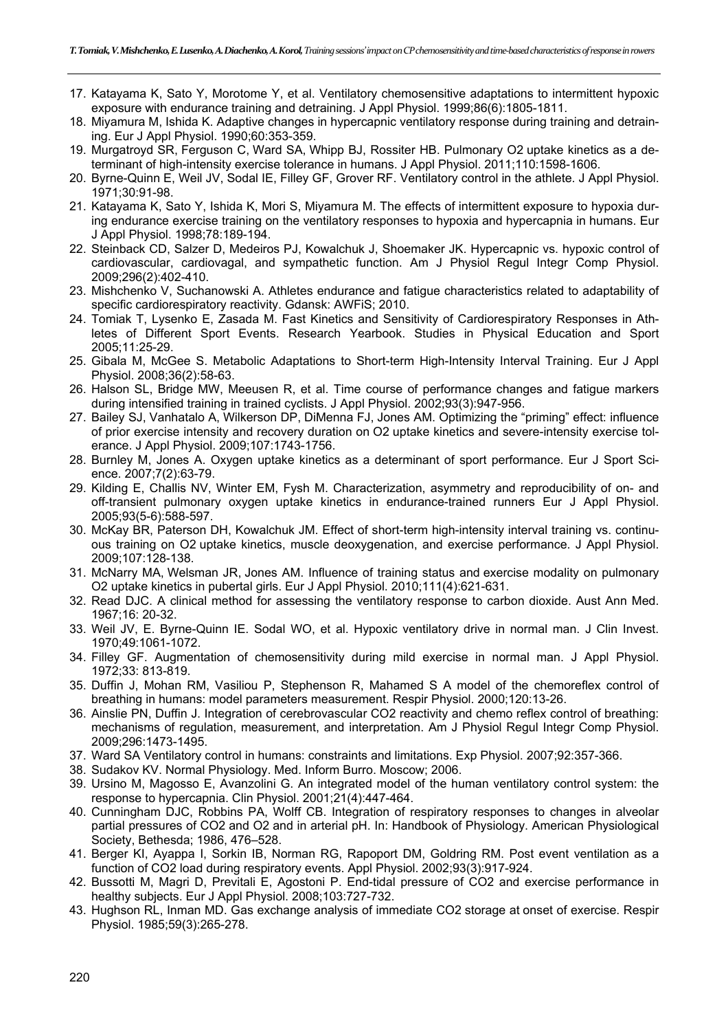17. Katayama K, Sato Y, Morotome Y, et al. Ventilatory chemosensitive adaptations to intermittent hypoxic exposure with endurance training and detraining. J Appl Physiol. 1999;86(6):1805-1811.
18. Miyamura M, Ishida K. Adaptive changes in hypercapnic ventilatory response during training and detraining. Eur J Appl Physiol. 1990;60:353-359.
19. Murgatroyd SR, Ferguson C, Ward SA, Whipp BJ, Rossiter HB. Pulmonary O2 uptake kinetics as a determinant of high-intensity exercise tolerance in humans. J Appl Physiol. 2011;110:1598-1606.
20. Byrne-Quinn E, Weil JV, Sodal IE, Filley GF, Grover RF. Ventilatory control in the athlete. J Appl Physiol. 1971;30:91-98.
21. Katayama K, Sato Y, Ishida K, Mori S, Miyamura M. The effects of intermittent exposure to hypoxia during endurance exercise training on the ventilatory responses to hypoxia and hypercapnia in humans. Eur J Appl Physiol. 1998;78:189-194.
22. Steinback CD, Salzer D, Medeiros PJ, Kowalchuk J, Shoemaker JK. Hypercapnic vs. hypoxic control of cardiovascular, cardiovagal, and sympathetic function. Am J Physiol Regul Integr Comp Physiol. 2009;296(2):402-410.
23. Mishchenko V, Suchanowski A. Athletes endurance and fatigue characteristics related to adaptability of specific cardiorespiratory reactivity. Gdansk: AWFiS; 2010.
24. Tomiak T, Lysenko E, Zasada M. Fast Kinetics and Sensitivity of Cardiorespiratory Responses in Athletes of Different Sport Events. Research Yearbook. Studies in Physical Education and Sport 2005;11:25-29.
25. Gibala M, McGee S. Metabolic Adaptations to Short-term High-Intensity Interval Training. Eur J Appl Physiol. 2008;36(2):58-63.
26. Halson SL, Bridge MW, Meeusen R, et al. Time course of performance changes and fatigue markers during intensified training in trained cyclists. J Appl Physiol. 2002;93(3):947-956.
27. Bailey SJ, Vanhatalo A, Wilkerson DP, DiMenna FJ, Jones AM. Optimizing the "priming" effect: influence of prior exercise intensity and recovery duration on O2 uptake kinetics and severe-intensity exercise tolerance. J Appl Physiol. 2009;107:1743-1756.
28. Burnley M, Jones A. Oxygen uptake kinetics as a determinant of sport performance. Eur J Sport Science. 2007;7(2):63-79.
29. Kilding E, Challis NV, Winter EM, Fysh M. Characterization, asymmetry and reproducibility of on- and off-transient pulmonary oxygen uptake kinetics in endurance-trained runners Eur J Appl Physiol. 2005;93(5-6):588-597.
30. McKay BR, Paterson DH, Kowalchuk JM. Effect of short-term high-intensity interval training vs. continuous training on O2 uptake kinetics, muscle deoxygenation, and exercise performance. J Appl Physiol. 2009;107:128-138.
31. McNarry MA, Welsman JR, Jones AM. Influence of training status and exercise modality on pulmonary O2 uptake kinetics in pubertal girls. Eur J Appl Physiol. 2010;111(4):621-631.
32. Read DJC. A clinical method for assessing the ventilatory response to carbon dioxide. Aust Ann Med. 1967;16: 20-32.
33. Weil JV, E. Byrne-Quinn IE. Sodal WO, et al. Hypoxic ventilatory drive in normal man. J Clin Invest. 1970;49:1061-1072.
34. Filley GF. Augmentation of chemosensitivity during mild exercise in normal man. J Appl Physiol. 1972;33: 813-819.
35. Duffin J, Mohan RM, Vasiliou P, Stephenson R, Mahamed S A model of the chemoreflex control of breathing in humans: model parameters measurement. Respir Physiol. 2000;120:13-26.
36. Ainslie PN, Duffin J. Integration of cerebrovascular CO2 reactivity and chemo reflex control of breathing: mechanisms of regulation, measurement, and interpretation. Am J Physiol Regul Integr Comp Physiol. 2009;296:1473-1495.
37. Ward SA Ventilatory control in humans: constraints and limitations. Exp Physiol. 2007;92:357-366.
38. Sudakov KV. Normal Physiology. Med. Inform Burro. Moscow; 2006.
39. Ursino M, Magosso E, Avanzolini G. An integrated model of the human ventilatory control system: the response to hypercapnia. Clin Physiol. 2001;21(4):447-464.
40. Cunningham DJC, Robbins PA, Wolff CB. Integration of respiratory responses to changes in alveolar partial pressures of CO2 and O2 and in arterial pH. In: Handbook of Physiology. American Physiological Society, Bethesda; 1986, 476–528.
41. Berger KI, Ayappa I, Sorkin IB, Norman RG, Rapoport DM, Goldring RM. Post event ventilation as a function of CO2 load during respiratory events. Appl Physiol. 2002;93(3):917-924.
42. Bussotti M, Magri D, Previtali E, Agostoni P. End-tidal pressure of CO2 and exercise performance in healthy subjects. Eur J Appl Physiol. 2008;103:727-732.
43. Hughson RL, Inman MD. Gas exchange analysis of immediate CO2 storage at onset of exercise. Respir Physiol. 1985;59(3):265-278.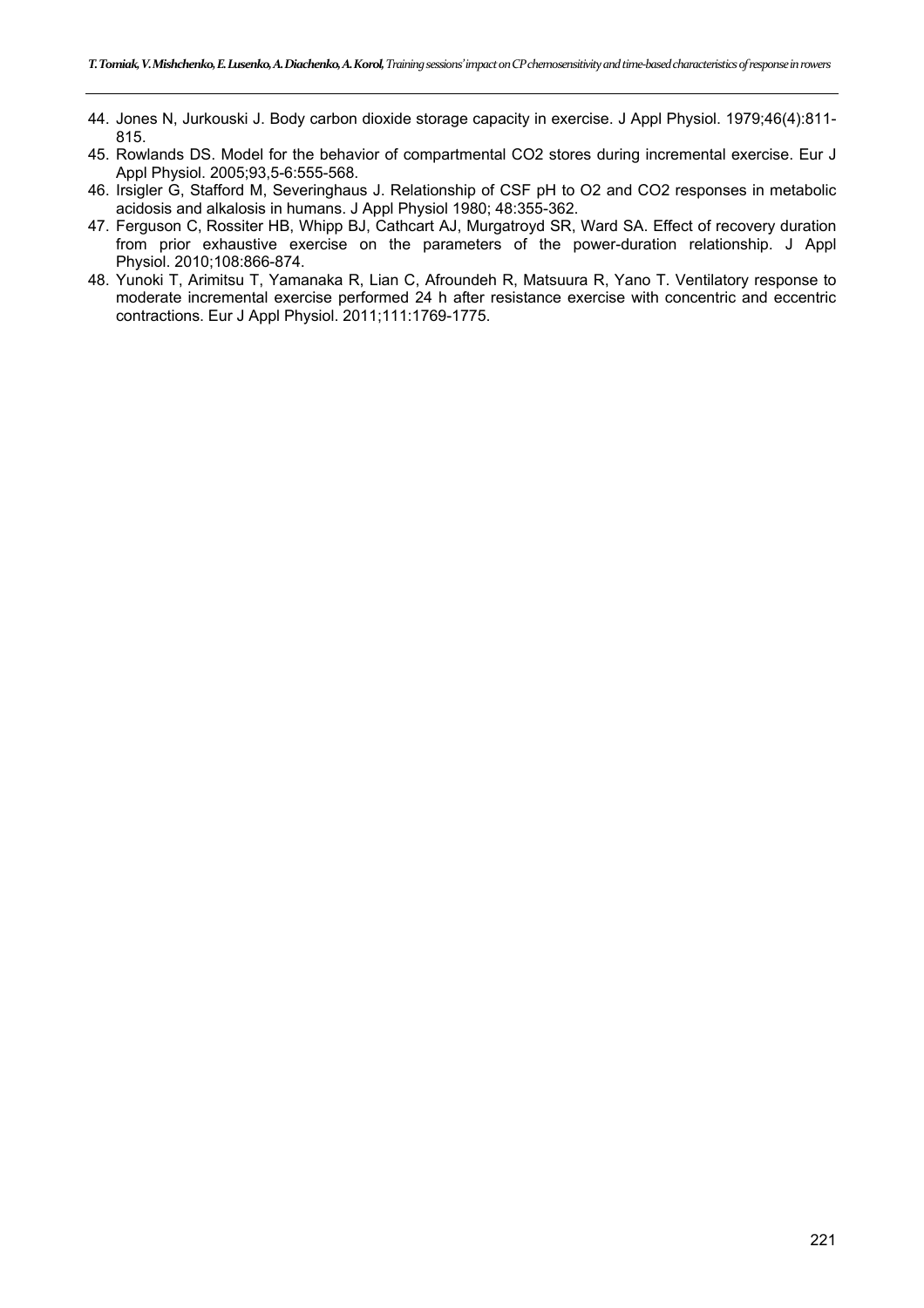44. Jones N, Jurkouski J. Body carbon dioxide storage capacity in exercise. J Appl Physiol. 1979;46(4):811-815.
45. Rowlands DS. Model for the behavior of compartmental CO2 stores during incremental exercise. Eur J Appl Physiol. 2005;93,5-6:555-568.
46. Irsigler G, Stafford M, Severinghaus J. Relationship of CSF pH to O2 and CO2 responses in metabolic acidosis and alkalosis in humans. J Appl Physiol 1980; 48:355-362.
47. Ferguson C, Rossiter HB, Whipp BJ, Cathcart AJ, Murgatroyd SR, Ward SA. Effect of recovery duration from prior exhaustive exercise on the parameters of the power-duration relationship. J Appl Physiol. 2010;108:866-874.
48. Yunoki T, Arimitsu T, Yamanaka R, Lian C, Afroundeh R, Matsuura R, Yano T. Ventilatory response to moderate incremental exercise performed 24 h after resistance exercise with concentric and eccentric contractions. Eur J Appl Physiol. 2011;111:1769-1775.